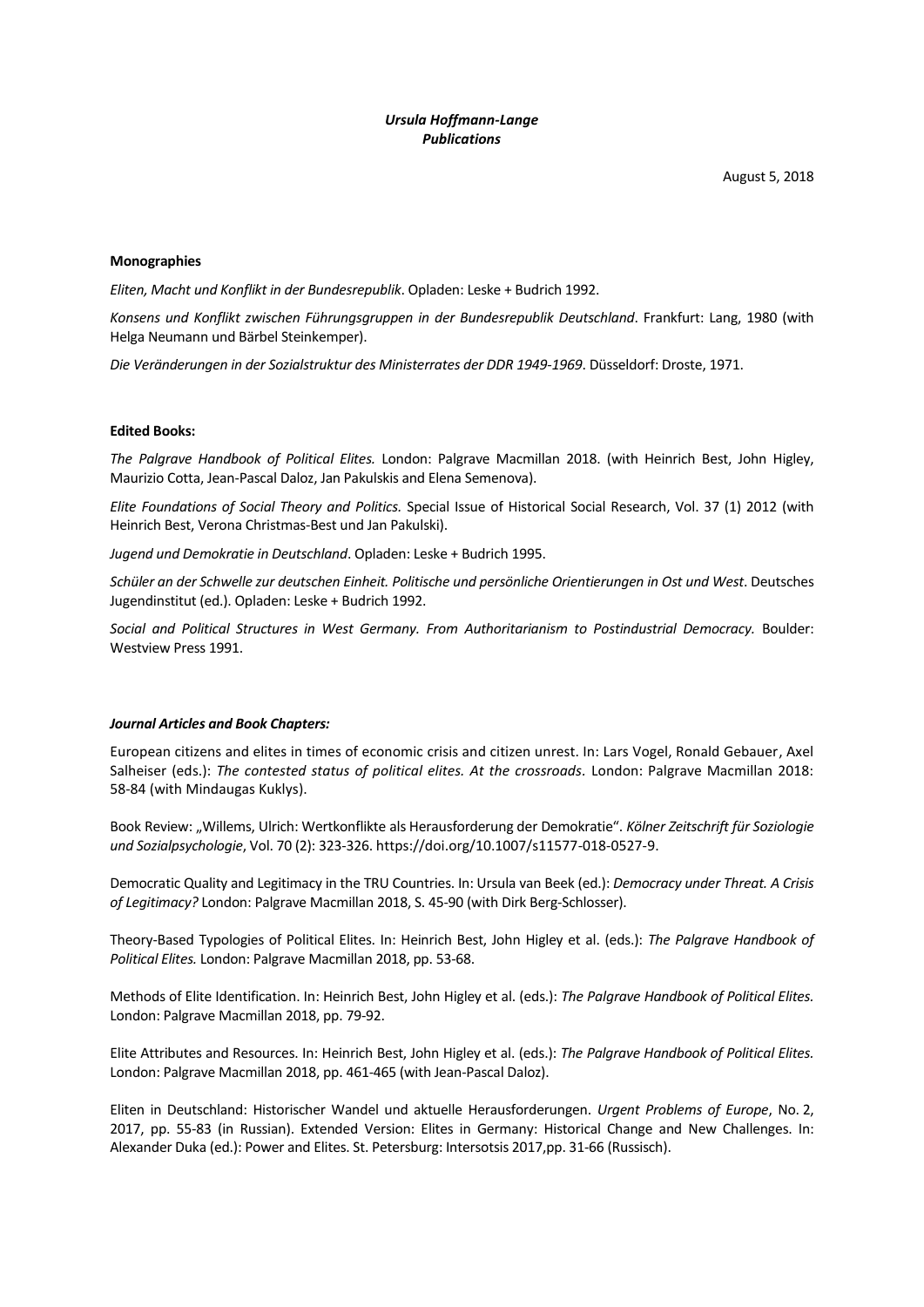***Ursula Hoffmann-Lange***
***Publications***

August 5, 2018

**Monographies**

*Eliten, Macht und Konflikt in der Bundesrepublik*. Opladen: Leske + Budrich 1992.

*Konsens und Konflikt zwischen Führungsgruppen in der Bundesrepublik Deutschland*. Frankfurt: Lang, 1980 (with Helga Neumann und Bärbel Steinkemper).

*Die Veränderungen in der Sozialstruktur des Ministerrates der DDR 1949-1969*. Düsseldorf: Droste, 1971.

**Edited Books:**

*The Palgrave Handbook of Political Elites.* London: Palgrave Macmillan 2018. (with Heinrich Best, John Higley, Maurizio Cotta, Jean-Pascal Daloz, Jan Pakulskis and Elena Semenova).

*Elite Foundations of Social Theory and Politics.* Special Issue of Historical Social Research, Vol. 37 (1) 2012 (with Heinrich Best, Verona Christmas-Best und Jan Pakulski).

*Jugend und Demokratie in Deutschland*. Opladen: Leske + Budrich 1995.

*Schüler an der Schwelle zur deutschen Einheit. Politische und persönliche Orientierungen in Ost und West*. Deutsches Jugendinstitut (ed.). Opladen: Leske + Budrich 1992.

*Social and Political Structures in West Germany. From Authoritarianism to Postindustrial Democracy.* Boulder: Westview Press 1991.

***Journal Articles and Book Chapters:***

European citizens and elites in times of economic crisis and citizen unrest. In: Lars Vogel, Ronald Gebauer, Axel Salheiser (eds.): *The contested status of political elites. At the crossroads*. London: Palgrave Macmillan 2018: 58-84 (with Mindaugas Kuklys).

Book Review: „Willems, Ulrich: Wertkonflikte als Herausforderung der Demokratie". *Kölner Zeitschrift für Soziologie und Sozialpsychologie*, Vol. 70 (2): 323-326. https://doi.org/10.1007/s11577-018-0527-9.

Democratic Quality and Legitimacy in the TRU Countries. In: Ursula van Beek (ed.): *Democracy under Threat. A Crisis of Legitimacy?* London: Palgrave Macmillan 2018, S. 45-90 (with Dirk Berg-Schlosser).

Theory-Based Typologies of Political Elites. In: Heinrich Best, John Higley et al. (eds.): *The Palgrave Handbook of Political Elites.* London: Palgrave Macmillan 2018, pp. 53-68.

Methods of Elite Identification. In: Heinrich Best, John Higley et al. (eds.): *The Palgrave Handbook of Political Elites.* London: Palgrave Macmillan 2018, pp. 79-92.

Elite Attributes and Resources. In: Heinrich Best, John Higley et al. (eds.): *The Palgrave Handbook of Political Elites.* London: Palgrave Macmillan 2018, pp. 461-465 (with Jean-Pascal Daloz).

Eliten in Deutschland: Historischer Wandel und aktuelle Herausforderungen. *Urgent Problems of Europe*, No. 2, 2017, pp. 55-83 (in Russian). Extended Version: Elites in Germany: Historical Change and New Challenges. In: Alexander Duka (ed.): Power and Elites. St. Petersburg: Intersotsis 2017,pp. 31-66 (Russisch).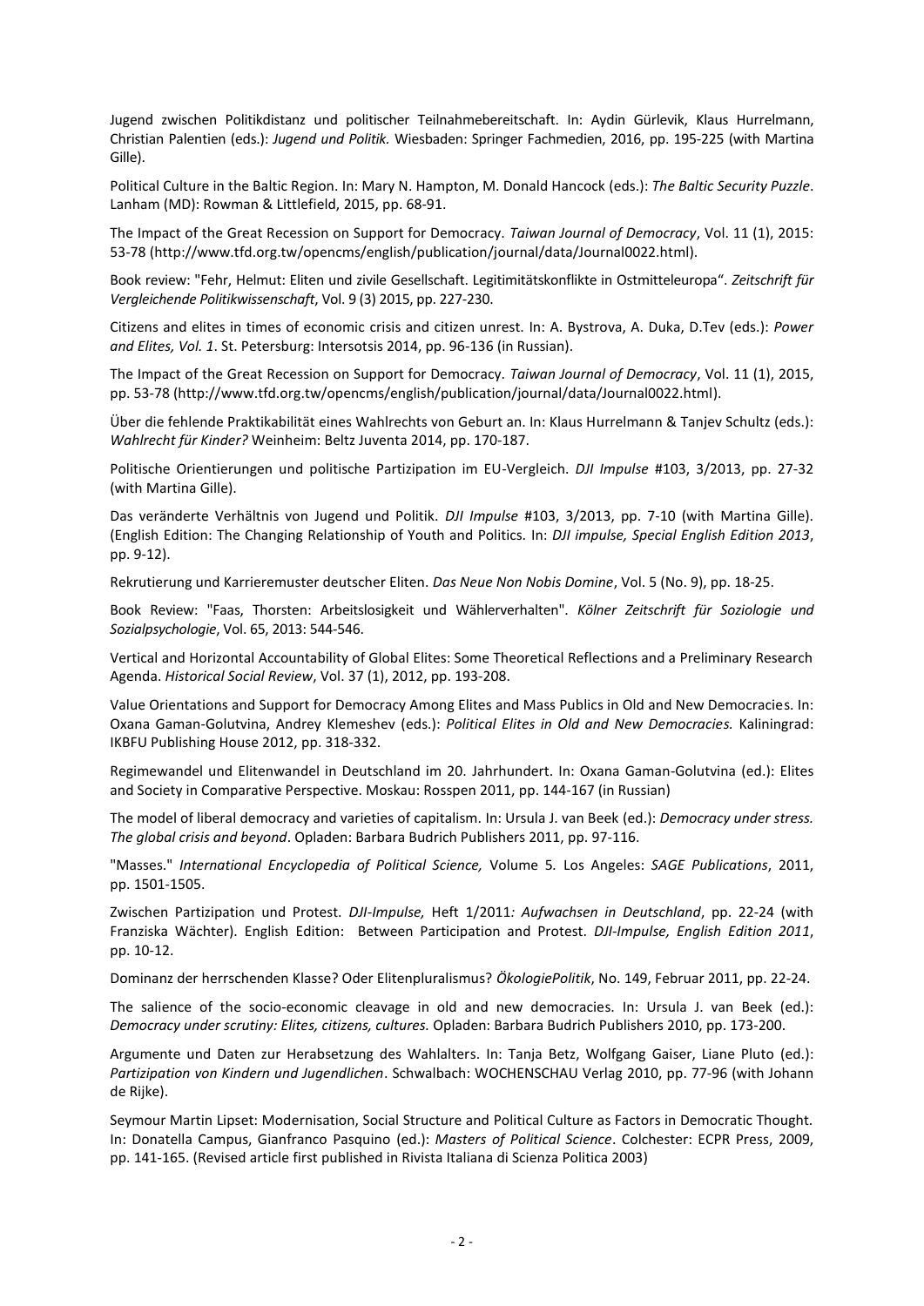Jugend zwischen Politikdistanz und politischer Teilnahmebereitschaft. In: Aydin Gürlevik, Klaus Hurrelmann, Christian Palentien (eds.): *Jugend und Politik.* Wiesbaden: Springer Fachmedien, 2016, pp. 195-225 (with Martina Gille).

Political Culture in the Baltic Region. In: Mary N. Hampton, M. Donald Hancock (eds.): *The Baltic Security Puzzle*. Lanham (MD): Rowman & Littlefield, 2015, pp. 68-91.

The Impact of the Great Recession on Support for Democracy. *Taiwan Journal of Democracy*, Vol. 11 (1), 2015: 53-78 (http://www.tfd.org.tw/opencms/english/publication/journal/data/Journal0022.html).

Book review: "Fehr, Helmut: Eliten und zivile Gesellschaft. Legitimitätskonflikte in Ostmitteleuropa". *Zeitschrift für Vergleichende Politikwissenschaft*, Vol. 9 (3) 2015, pp. 227-230.

Citizens and elites in times of economic crisis and citizen unrest. In: A. Bystrova, A. Duka, D.Tev (eds.): *Power and Elites, Vol. 1*. St. Petersburg: Intersotsis 2014, pp. 96-136 (in Russian).

The Impact of the Great Recession on Support for Democracy. *Taiwan Journal of Democracy*, Vol. 11 (1), 2015, pp. 53-78 (http://www.tfd.org.tw/opencms/english/publication/journal/data/Journal0022.html).

Über die fehlende Praktikabilität eines Wahlrechts von Geburt an. In: Klaus Hurrelmann & Tanjev Schultz (eds.): *Wahlrecht für Kinder?* Weinheim: Beltz Juventa 2014, pp. 170-187.

Politische Orientierungen und politische Partizipation im EU-Vergleich. *DJI Impulse* #103, 3/2013, pp. 27-32 (with Martina Gille).

Das veränderte Verhältnis von Jugend und Politik. *DJI Impulse* #103, 3/2013, pp. 7-10 (with Martina Gille). (English Edition: The Changing Relationship of Youth and Politics. In: *DJI impulse, Special English Edition 2013*, pp. 9-12).

Rekrutierung und Karrieremuster deutscher Eliten. *Das Neue Non Nobis Domine*, Vol. 5 (No. 9), pp. 18-25.

Book Review: "Faas, Thorsten: Arbeitslosigkeit und Wählerverhalten". *Kölner Zeitschrift für Soziologie und Sozialpsychologie*, Vol. 65, 2013: 544-546.

Vertical and Horizontal Accountability of Global Elites: Some Theoretical Reflections and a Preliminary Research Agenda. *Historical Social Review*, Vol. 37 (1), 2012, pp. 193-208.

Value Orientations and Support for Democracy Among Elites and Mass Publics in Old and New Democracies. In: Oxana Gaman-Golutvina, Andrey Klemeshev (eds.): *Political Elites in Old and New Democracies.* Kaliningrad: IKBFU Publishing House 2012, pp. 318-332.

Regimewandel und Elitenwandel in Deutschland im 20. Jahrhundert. In: Oxana Gaman-Golutvina (ed.): Elites and Society in Comparative Perspective. Moskau: Rosspen 2011, pp. 144-167 (in Russian)

The model of liberal democracy and varieties of capitalism. In: Ursula J. van Beek (ed.): *Democracy under stress. The global crisis and beyond*. Opladen: Barbara Budrich Publishers 2011, pp. 97-116.

"Masses." *International Encyclopedia of Political Science,* Volume 5*.* Los Angeles: *SAGE Publications*, 2011, pp. 1501-1505.

Zwischen Partizipation und Protest. *DJI-Impulse,* Heft 1/2011*: Aufwachsen in Deutschland*, pp. 22-24 (with Franziska Wächter). English Edition: Between Participation and Protest. *DJI-Impulse, English Edition 2011*, pp. 10-12.

Dominanz der herrschenden Klasse? Oder Elitenpluralismus? *ÖkologiePolitik*, No. 149, Februar 2011, pp. 22-24.

The salience of the socio-economic cleavage in old and new democracies. In: Ursula J. van Beek (ed.): *Democracy under scrutiny: Elites, citizens, cultures.* Opladen: Barbara Budrich Publishers 2010, pp. 173-200.

Argumente und Daten zur Herabsetzung des Wahlalters. In: Tanja Betz, Wolfgang Gaiser, Liane Pluto (ed.): *Partizipation von Kindern und Jugendlichen*. Schwalbach: WOCHENSCHAU Verlag 2010, pp. 77-96 (with Johann de Rijke).

Seymour Martin Lipset: Modernisation, Social Structure and Political Culture as Factors in Democratic Thought. In: Donatella Campus, Gianfranco Pasquino (ed.): *Masters of Political Science*. Colchester: ECPR Press, 2009, pp. 141-165. (Revised article first published in Rivista Italiana di Scienza Politica 2003)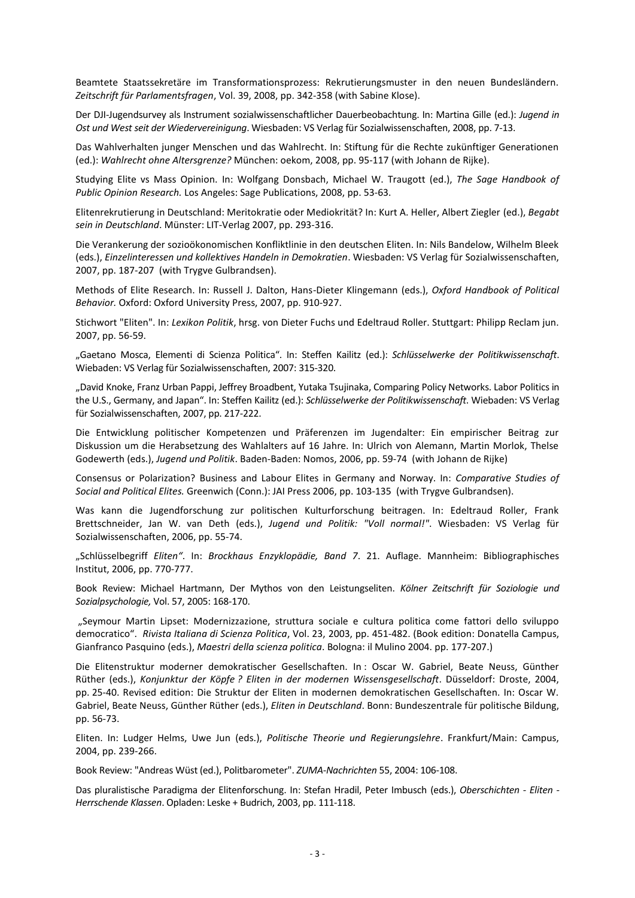Beamtete Staatssekretäre im Transformationsprozess: Rekrutierungsmuster in den neuen Bundesländern. *Zeitschrift für Parlamentsfragen*, Vol. 39, 2008, pp. 342-358 (with Sabine Klose).

Der DJI-Jugendsurvey als Instrument sozialwissenschaftlicher Dauerbeobachtung. In: Martina Gille (ed.): *Jugend in Ost und West seit der Wiedervereinigung*. Wiesbaden: VS Verlag für Sozialwissenschaften, 2008, pp. 7-13.

Das Wahlverhalten junger Menschen und das Wahlrecht. In: Stiftung für die Rechte zukünftiger Generationen (ed.): *Wahlrecht ohne Altersgrenze?* München: oekom, 2008, pp. 95-117 (with Johann de Rijke).

Studying Elite vs Mass Opinion. In: Wolfgang Donsbach, Michael W. Traugott (ed.), *The Sage Handbook of Public Opinion Research.* Los Angeles: Sage Publications, 2008, pp. 53-63.

Elitenrekrutierung in Deutschland: Meritokratie oder Mediokrität? In: Kurt A. Heller, Albert Ziegler (ed.), *Begabt sein in Deutschland*. Münster: LIT-Verlag 2007, pp. 293-316.

Die Verankerung der sozioökonomischen Konfliktlinie in den deutschen Eliten. In: Nils Bandelow, Wilhelm Bleek (eds.), *Einzelinteressen und kollektives Handeln in Demokratien*. Wiesbaden: VS Verlag für Sozialwissenschaften, 2007, pp. 187-207 (with Trygve Gulbrandsen).

Methods of Elite Research. In: Russell J. Dalton, Hans-Dieter Klingemann (eds.), *Oxford Handbook of Political Behavior.* Oxford: Oxford University Press, 2007, pp. 910-927.

Stichwort "Eliten". In: *Lexikon Politik*, hrsg. von Dieter Fuchs und Edeltraud Roller. Stuttgart: Philipp Reclam jun. 2007, pp. 56-59.

„Gaetano Mosca, Elementi di Scienza Politica". In: Steffen Kailitz (ed.): *Schlüsselwerke der Politikwissenschaft*. Wiebaden: VS Verlag für Sozialwissenschaften, 2007: 315-320.

„David Knoke, Franz Urban Pappi, Jeffrey Broadbent, Yutaka Tsujinaka, Comparing Policy Networks. Labor Politics in the U.S., Germany, and Japan". In: Steffen Kailitz (ed.): *Schlüsselwerke der Politikwissenschaft.* Wiebaden: VS Verlag für Sozialwissenschaften, 2007, pp. 217-222.

Die Entwicklung politischer Kompetenzen und Präferenzen im Jugendalter: Ein empirischer Beitrag zur Diskussion um die Herabsetzung des Wahlalters auf 16 Jahre. In: Ulrich von Alemann, Martin Morlok, Thelse Godewerth (eds.), *Jugend und Politik*. Baden-Baden: Nomos, 2006, pp. 59-74 (with Johann de Rijke)

Consensus or Polarization? Business and Labour Elites in Germany and Norway. In: *Comparative Studies of Social and Political Elites.* Greenwich (Conn.): JAI Press 2006, pp. 103-135 (with Trygve Gulbrandsen).

Was kann die Jugendforschung zur politischen Kulturforschung beitragen. In: Edeltraud Roller, Frank Brettschneider, Jan W. van Deth (eds.), *Jugend und Politik: "Voll normal!"*. Wiesbaden: VS Verlag für Sozialwissenschaften, 2006, pp. 55-74.

„Schlüsselbegriff *Eliten"*. In: *Brockhaus Enzyklopädie, Band 7*. 21. Auflage. Mannheim: Bibliographisches Institut, 2006, pp. 770-777.

Book Review: Michael Hartmann, Der Mythos von den Leistungseliten. *Kölner Zeitschrift für Soziologie und Sozialpsychologie,* Vol. 57, 2005: 168-170.

„Seymour Martin Lipset: Modernizzazione, struttura sociale e cultura politica come fattori dello sviluppo democratico". *Rivista Italiana di Scienza Politica*, Vol. 23, 2003, pp. 451-482. (Book edition: Donatella Campus, Gianfranco Pasquino (eds.), *Maestri della scienza politica*. Bologna: il Mulino 2004. pp. 177-207.)

Die Elitenstruktur moderner demokratischer Gesellschaften. In : Oscar W. Gabriel, Beate Neuss, Günther Rüther (eds.), *Konjunktur der Köpfe ? Eliten in der modernen Wissensgesellschaft*. Düsseldorf: Droste, 2004, pp. 25-40. Revised edition: Die Struktur der Eliten in modernen demokratischen Gesellschaften. In: Oscar W. Gabriel, Beate Neuss, Günther Rüther (eds.), *Eliten in Deutschland*. Bonn: Bundeszentrale für politische Bildung, pp. 56-73.

Eliten. In: Ludger Helms, Uwe Jun (eds.), *Politische Theorie und Regierungslehre*. Frankfurt/Main: Campus, 2004, pp. 239-266.

Book Review: "Andreas Wüst (ed.), Politbarometer". *ZUMA-Nachrichten* 55, 2004: 106-108.

Das pluralistische Paradigma der Elitenforschung. In: Stefan Hradil, Peter Imbusch (eds.), *Oberschichten - Eliten - Herrschende Klassen*. Opladen: Leske + Budrich, 2003, pp. 111-118.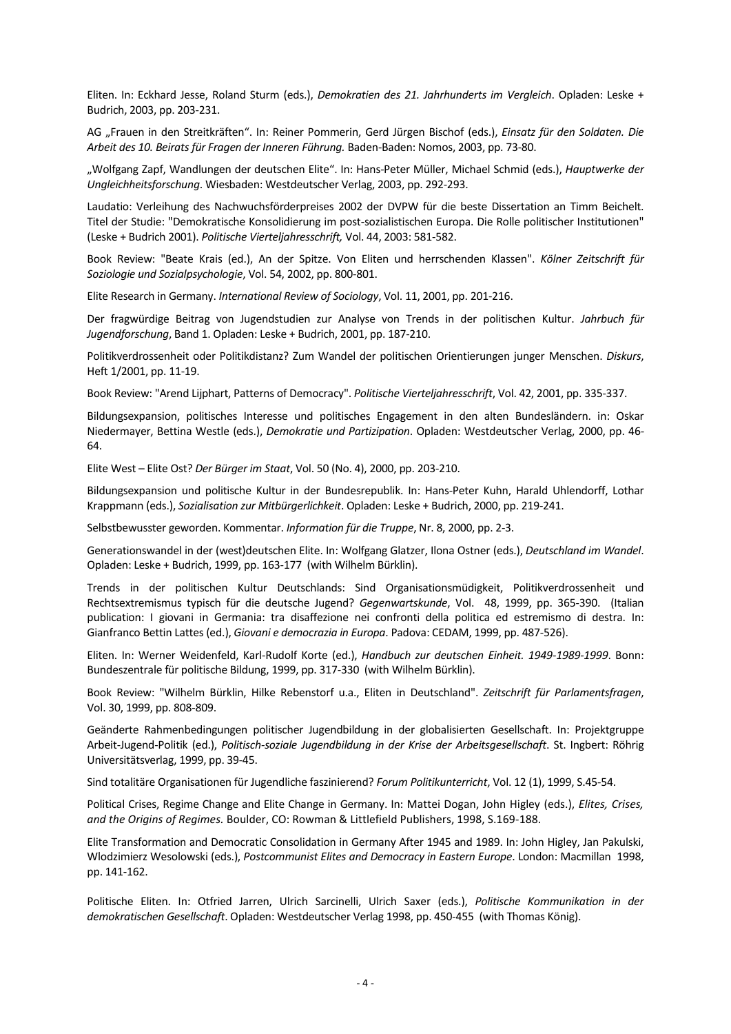Eliten. In: Eckhard Jesse, Roland Sturm (eds.), *Demokratien des 21. Jahrhunderts im Vergleich*. Opladen: Leske + Budrich, 2003, pp. 203-231.

AG „Frauen in den Streitkräften". In: Reiner Pommerin, Gerd Jürgen Bischof (eds.), *Einsatz für den Soldaten. Die Arbeit des 10. Beirats für Fragen der Inneren Führung.* Baden-Baden: Nomos, 2003, pp. 73-80.

„Wolfgang Zapf, Wandlungen der deutschen Elite". In: Hans-Peter Müller, Michael Schmid (eds.), *Hauptwerke der Ungleichheitsforschung*. Wiesbaden: Westdeutscher Verlag, 2003, pp. 292-293.

Laudatio: Verleihung des Nachwuchsförderpreises 2002 der DVPW für die beste Dissertation an Timm Beichelt. Titel der Studie: "Demokratische Konsolidierung im post-sozialistischen Europa. Die Rolle politischer Institutionen" (Leske + Budrich 2001). *Politische Vierteljahresschrift,* Vol. 44, 2003: 581-582.

Book Review: "Beate Krais (ed.), An der Spitze. Von Eliten und herrschenden Klassen". *Kölner Zeitschrift für Soziologie und Sozialpsychologie*, Vol. 54, 2002, pp. 800-801.

Elite Research in Germany. *International Review of Sociology*, Vol. 11, 2001, pp. 201-216.

Der fragwürdige Beitrag von Jugendstudien zur Analyse von Trends in der politischen Kultur. *Jahrbuch für Jugendforschung*, Band 1. Opladen: Leske + Budrich, 2001, pp. 187-210.

Politikverdrossenheit oder Politikdistanz? Zum Wandel der politischen Orientierungen junger Menschen. *Diskurs*, Heft 1/2001, pp. 11-19.

Book Review: "Arend Lijphart, Patterns of Democracy". *Politische Vierteljahresschrift*, Vol. 42, 2001, pp. 335-337.

Bildungsexpansion, politisches Interesse und politisches Engagement in den alten Bundesländern. in: Oskar Niedermayer, Bettina Westle (eds.), *Demokratie und Partizipation*. Opladen: Westdeutscher Verlag, 2000, pp. 46-64.

Elite West – Elite Ost? *Der Bürger im Staat*, Vol. 50 (No. 4), 2000, pp. 203-210.

Bildungsexpansion und politische Kultur in der Bundesrepublik. In: Hans-Peter Kuhn, Harald Uhlendorff, Lothar Krappmann (eds.), *Sozialisation zur Mitbürgerlichkeit*. Opladen: Leske + Budrich, 2000, pp. 219-241.

Selbstbewusster geworden. Kommentar. *Information für die Truppe*, Nr. 8, 2000, pp. 2-3.

Generationswandel in der (west)deutschen Elite. In: Wolfgang Glatzer, Ilona Ostner (eds.), *Deutschland im Wandel*. Opladen: Leske + Budrich, 1999, pp. 163-177 (with Wilhelm Bürklin).

Trends in der politischen Kultur Deutschlands: Sind Organisationsmüdigkeit, Politikverdrossenheit und Rechtsextremismus typisch für die deutsche Jugend? *Gegenwartskunde*, Vol. 48, 1999, pp. 365-390. (Italian publication: I giovani in Germania: tra disaffezione nei confronti della politica ed estremismo di destra. In: Gianfranco Bettin Lattes (ed.), *Giovani e democrazia in Europa*. Padova: CEDAM, 1999, pp. 487-526).

Eliten. In: Werner Weidenfeld, Karl-Rudolf Korte (ed.), *Handbuch zur deutschen Einheit. 1949-1989-1999*. Bonn: Bundeszentrale für politische Bildung, 1999, pp. 317-330 (with Wilhelm Bürklin).

Book Review: "Wilhelm Bürklin, Hilke Rebenstorf u.a., Eliten in Deutschland". *Zeitschrift für Parlamentsfragen*, Vol. 30, 1999, pp. 808-809.

Geänderte Rahmenbedingungen politischer Jugendbildung in der globalisierten Gesellschaft. In: Projektgruppe Arbeit-Jugend-Politik (ed.), *Politisch-soziale Jugendbildung in der Krise der Arbeitsgesellschaft*. St. Ingbert: Röhrig Universitätsverlag, 1999, pp. 39-45.

Sind totalitäre Organisationen für Jugendliche faszinierend? *Forum Politikunterricht*, Vol. 12 (1), 1999, S.45-54.

Political Crises, Regime Change and Elite Change in Germany. In: Mattei Dogan, John Higley (eds.), *Elites, Crises, and the Origins of Regimes.* Boulder, CO: Rowman & Littlefield Publishers, 1998, S.169-188.

Elite Transformation and Democratic Consolidation in Germany After 1945 and 1989. In: John Higley, Jan Pakulski, Wlodzimierz Wesolowski (eds.), *Postcommunist Elites and Democracy in Eastern Europe*. London: Macmillan 1998, pp. 141-162.

Politische Eliten. In: Otfried Jarren, Ulrich Sarcinelli, Ulrich Saxer (eds.), *Politische Kommunikation in der demokratischen Gesellschaft*. Opladen: Westdeutscher Verlag 1998, pp. 450-455 (with Thomas König).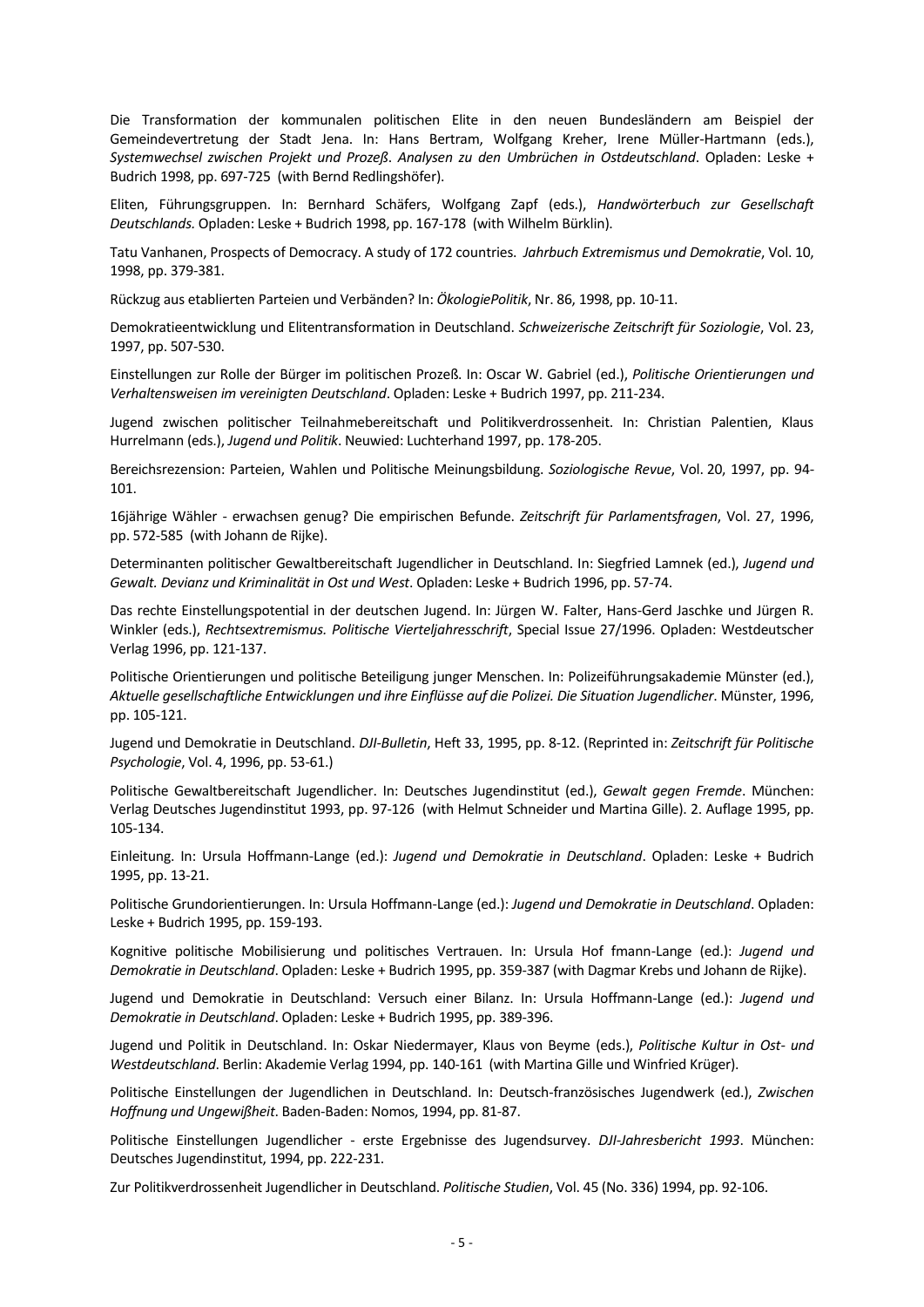Die Transformation der kommunalen politischen Elite in den neuen Bundesländern am Beispiel der Gemeindevertretung der Stadt Jena. In: Hans Bertram, Wolfgang Kreher, Irene Müller-Hartmann (eds.), *Systemwechsel zwischen Projekt und Prozeß*. *Analysen zu den Umbrüchen in Ostdeutschland*. Opladen: Leske + Budrich 1998, pp. 697-725 (with Bernd Redlingshöfer).

Eliten, Führungsgruppen. In: Bernhard Schäfers, Wolfgang Zapf (eds.), *Handwörterbuch zur Gesellschaft Deutschlands.* Opladen: Leske + Budrich 1998, pp. 167-178 (with Wilhelm Bürklin).

Tatu Vanhanen, Prospects of Democracy. A study of 172 countries. *Jahrbuch Extremismus und Demokratie*, Vol. 10, 1998, pp. 379-381.

Rückzug aus etablierten Parteien und Verbänden? In: *ÖkologiePolitik*, Nr. 86, 1998, pp. 10-11.

Demokratieentwicklung und Elitentransformation in Deutschland. *Schweizerische Zeitschrift für Soziologie*, Vol. 23, 1997, pp. 507-530.

Einstellungen zur Rolle der Bürger im politischen Prozeß. In: Oscar W. Gabriel (ed.), *Politische Orientierungen und Verhaltensweisen im vereinigten Deutschland*. Opladen: Leske + Budrich 1997, pp. 211-234.

Jugend zwischen politischer Teilnahmebereitschaft und Politikverdrossenheit. In: Christian Palentien, Klaus Hurrelmann (eds.), *Jugend und Politik*. Neuwied: Luchterhand 1997, pp. 178-205.

Bereichsrezension: Parteien, Wahlen und Politische Meinungsbildung. *Soziologische Revue*, Vol. 20, 1997, pp. 94-101.

16jährige Wähler - erwachsen genug? Die empirischen Befunde. *Zeitschrift für Parlamentsfragen*, Vol. 27, 1996, pp. 572-585 (with Johann de Rijke).

Determinanten politischer Gewaltbereitschaft Jugendlicher in Deutschland. In: Siegfried Lamnek (ed.), *Jugend und Gewalt. Devianz und Kriminalität in Ost und West*. Opladen: Leske + Budrich 1996, pp. 57-74.

Das rechte Einstellungspotential in der deutschen Jugend. In: Jürgen W. Falter, Hans-Gerd Jaschke und Jürgen R. Winkler (eds.), *Rechtsextremismus. Politische Vierteljahresschrift*, Special Issue 27/1996. Opladen: Westdeutscher Verlag 1996, pp. 121-137.

Politische Orientierungen und politische Beteiligung junger Menschen. In: Polizeiführungsakademie Münster (ed.), *Aktuelle gesellschaftliche Entwicklungen und ihre Einflüsse auf die Polizei. Die Situation Jugendlicher*. Münster, 1996, pp. 105-121.

Jugend und Demokratie in Deutschland. *DJI-Bulletin*, Heft 33, 1995, pp. 8-12. (Reprinted in: *Zeitschrift für Politische Psychologie*, Vol. 4, 1996, pp. 53-61.)

Politische Gewaltbereitschaft Jugendlicher. In: Deutsches Jugendinstitut (ed.), *Gewalt gegen Fremde*. München: Verlag Deutsches Jugendinstitut 1993, pp. 97-126 (with Helmut Schneider und Martina Gille). 2. Auflage 1995, pp. 105-134.

Einleitung. In: Ursula Hoffmann-Lange (ed.): *Jugend und Demokratie in Deutschland*. Opladen: Leske + Budrich 1995, pp. 13-21.

Politische Grundorientierungen. In: Ursula Hoffmann-Lange (ed.): *Jugend und Demokratie in Deutschland*. Opladen: Leske + Budrich 1995, pp. 159-193.

Kognitive politische Mobilisierung und politisches Vertrauen. In: Ursula Hof fmann-Lange (ed.): *Jugend und Demokratie in Deutschland*. Opladen: Leske + Budrich 1995, pp. 359-387 (with Dagmar Krebs und Johann de Rijke).

Jugend und Demokratie in Deutschland: Versuch einer Bilanz. In: Ursula Hoffmann-Lange (ed.): *Jugend und Demokratie in Deutschland*. Opladen: Leske + Budrich 1995, pp. 389-396.

Jugend und Politik in Deutschland. In: Oskar Niedermayer, Klaus von Beyme (eds.), *Politische Kultur in Ost- und Westdeutschland*. Berlin: Akademie Verlag 1994, pp. 140-161 (with Martina Gille und Winfried Krüger).

Politische Einstellungen der Jugendlichen in Deutschland. In: Deutsch-französisches Jugendwerk (ed.), *Zwischen Hoffnung und Ungewißheit*. Baden-Baden: Nomos, 1994, pp. 81-87.

Politische Einstellungen Jugendlicher - erste Ergebnisse des Jugendsurvey. *DJI-Jahresbericht 1993*. München: Deutsches Jugendinstitut, 1994, pp. 222-231.

Zur Politikverdrossenheit Jugendlicher in Deutschland. *Politische Studien*, Vol. 45 (No. 336) 1994, pp. 92-106.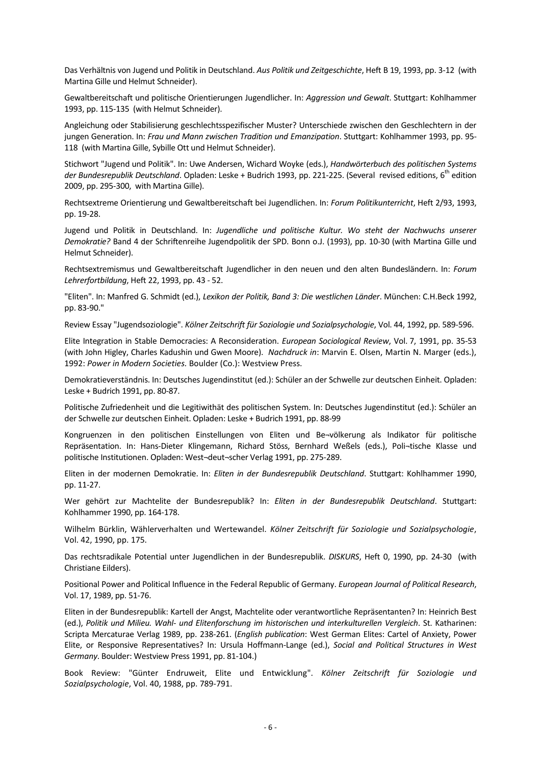Das Verhältnis von Jugend und Politik in Deutschland. *Aus Politik und Zeitgeschichte*, Heft B 19, 1993, pp. 3-12 (with Martina Gille und Helmut Schneider).

Gewaltbereitschaft und politische Orientierungen Jugendlicher. In: *Aggression und Gewalt*. Stuttgart: Kohlhammer 1993, pp. 115-135 (with Helmut Schneider).

Angleichung oder Stabilisierung geschlechtsspezifischer Muster? Unterschiede zwischen den Geschlechtern in der jungen Generation. In: *Frau und Mann zwischen Tradition und Emanzipation*. Stuttgart: Kohlhammer 1993, pp. 95-118 (with Martina Gille, Sybille Ott und Helmut Schneider).

Stichwort "Jugend und Politik". In: Uwe Andersen, Wichard Woyke (eds.), *Handwörterbuch des politischen Systems der Bundesrepublik Deutschland*. Opladen: Leske + Budrich 1993, pp. 221-225. (Several revised editions, 6th edition 2009, pp. 295-300, with Martina Gille).

Rechtsextreme Orientierung und Gewaltbereitschaft bei Jugendlichen. In: *Forum Politikunterricht*, Heft 2/93, 1993, pp. 19-28.

Jugend und Politik in Deutschland. In: *Jugendliche und politische Kultur. Wo steht der Nachwuchs unserer Demokratie?* Band 4 der Schriftenreihe Jugendpolitik der SPD. Bonn o.J. (1993), pp. 10-30 (with Martina Gille und Helmut Schneider).

Rechtsextremismus und Gewaltbereitschaft Jugendlicher in den neuen und den alten Bundesländern. In: *Forum Lehrerfortbildung*, Heft 22, 1993, pp. 43 - 52.

"Eliten". In: Manfred G. Schmidt (ed.), *Lexikon der Politik, Band 3: Die westlichen Länder*. München: C.H.Beck 1992, pp. 83-90."

Review Essay "Jugendsoziologie". *Kölner Zeitschrift für Soziologie und Sozialpsychologie*, Vol. 44, 1992, pp. 589-596.

Elite Integration in Stable Democracies: A Reconsideration. *European Sociological Review*, Vol. 7, 1991, pp. 35-53 (with John Higley, Charles Kadushin und Gwen Moore). *Nachdruck in*: Marvin E. Olsen, Martin N. Marger (eds.), 1992: *Power in Modern Societies.* Boulder (Co.): Westview Press.

Demokratieverständnis. In: Deutsches Jugendinstitut (ed.): Schüler an der Schwelle zur deutschen Einheit. Opladen: Leske + Budrich 1991, pp. 80-87.

Politische Zufriedenheit und die Legitiwithät des politischen System. In: Deutsches Jugendinstitut (ed.): Schüler an der Schwelle zur deutschen Einheit. Opladen: Leske + Budrich 1991, pp. 88-99

Kongruenzen in den politischen Einstellungen von Eliten und Be¬völkerung als Indikator für politische Repräsentation. In: Hans-Dieter Klingemann, Richard Stöss, Bernhard Weßels (eds.), Poli¬tische Klasse und politische Institutionen. Opladen: West¬deut¬scher Verlag 1991, pp. 275-289.

Eliten in der modernen Demokratie. In: *Eliten in der Bundesrepublik Deutschland*. Stuttgart: Kohlhammer 1990, pp. 11-27.

Wer gehört zur Machtelite der Bundesrepublik? In: *Eliten in der Bundesrepublik Deutschland*. Stuttgart: Kohlhammer 1990, pp. 164-178.

Wilhelm Bürklin, Wählerverhalten und Wertewandel. *Kölner Zeitschrift für Soziologie und Sozialpsychologie*, Vol. 42, 1990, pp. 175.

Das rechtsradikale Potential unter Jugendlichen in der Bundesrepublik. *DISKURS*, Heft 0, 1990, pp. 24-30 (with Christiane Eilders).

Positional Power and Political Influence in the Federal Republic of Germany. *European Journal of Political Research*, Vol. 17, 1989, pp. 51-76.

Eliten in der Bundesrepublik: Kartell der Angst, Machtelite oder verantwortliche Repräsentanten? In: Heinrich Best (ed.), *Politik und Milieu. Wahl- und Elitenforschung im historischen und interkulturellen Vergleich*. St. Katharinen: Scripta Mercaturae Verlag 1989, pp. 238-261. (*English publication*: West German Elites: Cartel of Anxiety, Power Elite, or Responsive Representatives? In: Ursula Hoffmann-Lange (ed.), *Social and Political Structures in West Germany*. Boulder: Westview Press 1991, pp. 81-104.)

Book Review: "Günter Endruweit, Elite und Entwicklung". *Kölner Zeitschrift für Soziologie und Sozialpsychologie*, Vol. 40, 1988, pp. 789-791.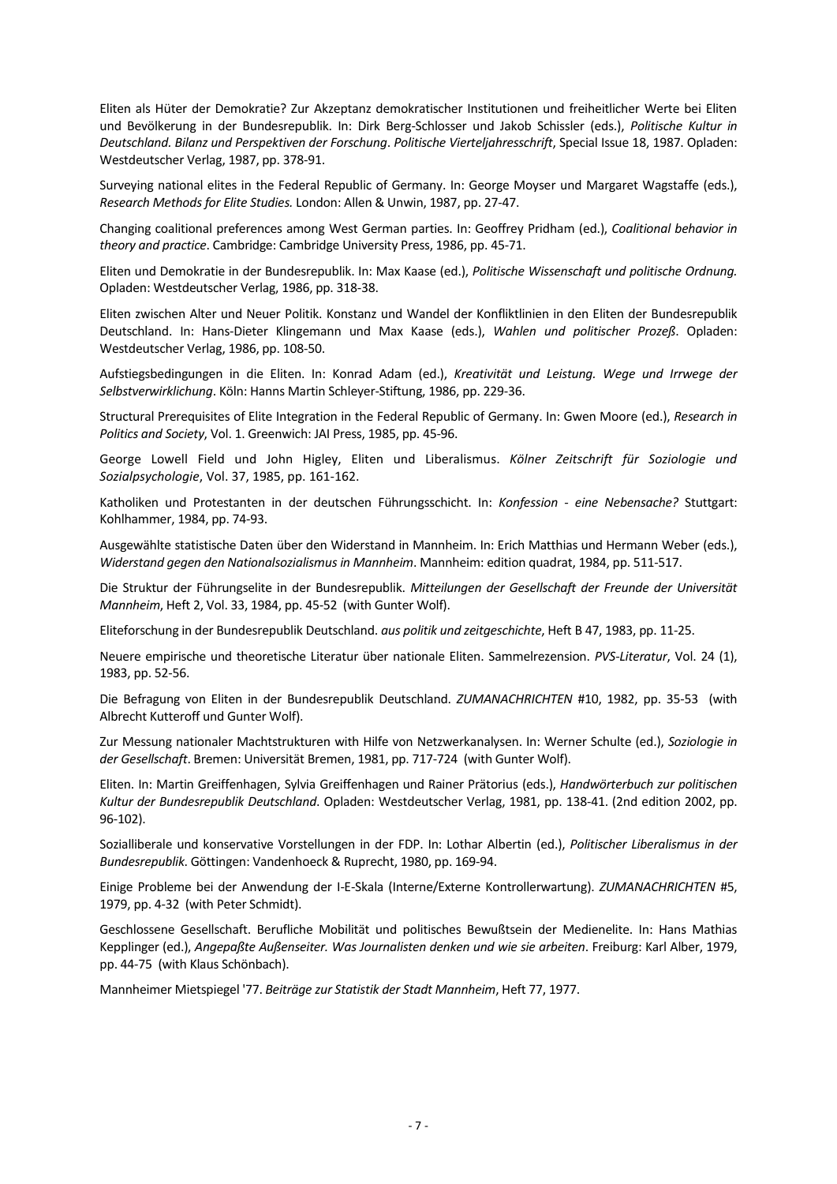Eliten als Hüter der Demokratie? Zur Akzeptanz demokratischer Institutionen und freiheitlicher Werte bei Eliten und Bevölkerung in der Bundesrepublik. In: Dirk Berg-Schlosser und Jakob Schissler (eds.), *Politische Kultur in Deutschland. Bilanz und Perspektiven der Forschung*. *Politische Vierteljahresschrift*, Special Issue 18, 1987. Opladen: Westdeutscher Verlag, 1987, pp. 378-91.

Surveying national elites in the Federal Republic of Germany. In: George Moyser und Margaret Wagstaffe (eds.), *Research Methods for Elite Studies.* London: Allen & Unwin, 1987, pp. 27-47.

Changing coalitional preferences among West German parties. In: Geoffrey Pridham (ed.), *Coalitional behavior in theory and practice*. Cambridge: Cambridge University Press, 1986, pp. 45-71.

Eliten und Demokratie in der Bundesrepublik. In: Max Kaase (ed.), *Politische Wissenschaft und politische Ordnung.* Opladen: Westdeutscher Verlag, 1986, pp. 318-38.

Eliten zwischen Alter und Neuer Politik. Konstanz und Wandel der Konfliktlinien in den Eliten der Bundesrepublik Deutschland. In: Hans-Dieter Klingemann und Max Kaase (eds.), *Wahlen und politischer Prozeß*. Opladen: Westdeutscher Verlag, 1986, pp. 108-50.

Aufstiegsbedingungen in die Eliten. In: Konrad Adam (ed.), *Kreativität und Leistung. Wege und Irrwege der Selbstverwirklichung*. Köln: Hanns Martin Schleyer-Stiftung, 1986, pp. 229-36.

Structural Prerequisites of Elite Integration in the Federal Republic of Germany. In: Gwen Moore (ed.), *Research in Politics and Society*, Vol. 1. Greenwich: JAI Press, 1985, pp. 45-96.

George Lowell Field und John Higley, Eliten und Liberalismus. *Kölner Zeitschrift für Soziologie und Sozialpsychologie*, Vol. 37, 1985, pp. 161-162.

Katholiken und Protestanten in der deutschen Führungsschicht. In: *Konfession - eine Nebensache?* Stuttgart: Kohlhammer, 1984, pp. 74-93.

Ausgewählte statistische Daten über den Widerstand in Mannheim. In: Erich Matthias und Hermann Weber (eds.), *Widerstand gegen den Nationalsozialismus in Mannheim*. Mannheim: edition quadrat, 1984, pp. 511-517.

Die Struktur der Führungselite in der Bundesrepublik. *Mitteilungen der Gesellschaft der Freunde der Universität Mannheim*, Heft 2, Vol. 33, 1984, pp. 45-52 (with Gunter Wolf).

Eliteforschung in der Bundesrepublik Deutschland. *aus politik und zeitgeschichte*, Heft B 47, 1983, pp. 11-25.

Neuere empirische und theoretische Literatur über nationale Eliten. Sammelrezension. *PVS-Literatur*, Vol. 24 (1), 1983, pp. 52-56.

Die Befragung von Eliten in der Bundesrepublik Deutschland. *ZUMANACHRICHTEN* #10, 1982, pp. 35-53 (with Albrecht Kutteroff und Gunter Wolf).

Zur Messung nationaler Machtstrukturen with Hilfe von Netzwerkanalysen. In: Werner Schulte (ed.), *Soziologie in der Gesellschaft*. Bremen: Universität Bremen, 1981, pp. 717-724 (with Gunter Wolf).

Eliten. In: Martin Greiffenhagen, Sylvia Greiffenhagen und Rainer Prätorius (eds.), *Handwörterbuch zur politischen Kultur der Bundesrepublik Deutschland*. Opladen: Westdeutscher Verlag, 1981, pp. 138-41. (2nd edition 2002, pp. 96-102).

Sozialliberale und konservative Vorstellungen in der FDP. In: Lothar Albertin (ed.), *Politischer Liberalismus in der Bundesrepublik*. Göttingen: Vandenhoeck & Ruprecht, 1980, pp. 169-94.

Einige Probleme bei der Anwendung der I-E-Skala (Interne/Externe Kontrollerwartung). *ZUMANACHRICHTEN* #5, 1979, pp. 4-32 (with Peter Schmidt).

Geschlossene Gesellschaft. Berufliche Mobilität und politisches Bewußtsein der Medienelite. In: Hans Mathias Kepplinger (ed.), *Angepaßte Außenseiter. Was Journalisten denken und wie sie arbeiten*. Freiburg: Karl Alber, 1979, pp. 44-75 (with Klaus Schönbach).

Mannheimer Mietspiegel '77. *Beiträge zur Statistik der Stadt Mannheim*, Heft 77, 1977.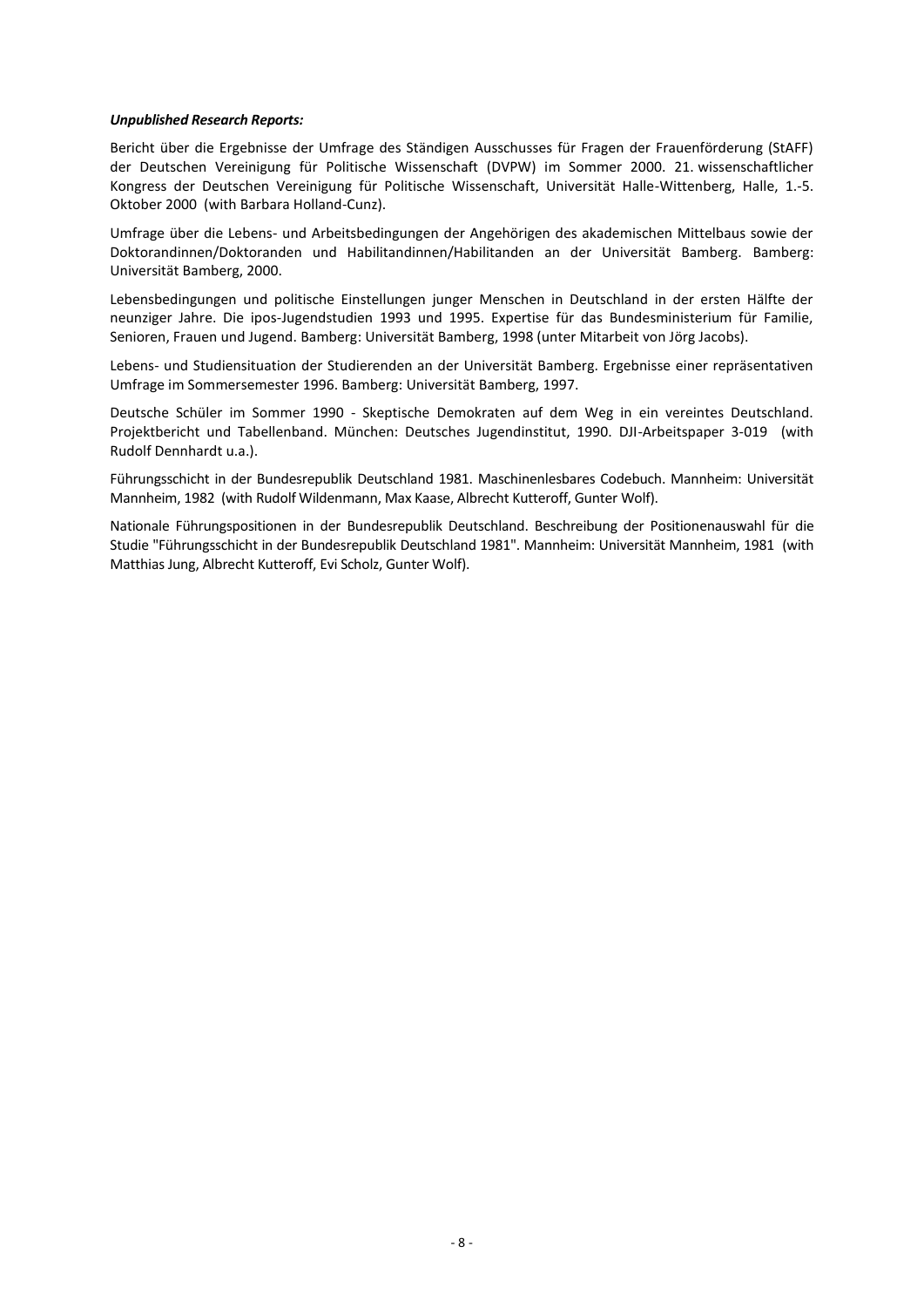***Unpublished Research Reports:***

Bericht über die Ergebnisse der Umfrage des Ständigen Ausschusses für Fragen der Frauenförderung (StAFF) der Deutschen Vereinigung für Politische Wissenschaft (DVPW) im Sommer 2000. 21. wissenschaftlicher Kongress der Deutschen Vereinigung für Politische Wissenschaft, Universität Halle-Wittenberg, Halle, 1.-5. Oktober 2000 (with Barbara Holland-Cunz).

Umfrage über die Lebens- und Arbeitsbedingungen der Angehörigen des akademischen Mittelbaus sowie der Doktorandinnen/Doktoranden und Habilitandinnen/Habilitanden an der Universität Bamberg. Bamberg: Universität Bamberg, 2000.

Lebensbedingungen und politische Einstellungen junger Menschen in Deutschland in der ersten Hälfte der neunziger Jahre. Die ipos-Jugendstudien 1993 und 1995. Expertise für das Bundesministerium für Familie, Senioren, Frauen und Jugend. Bamberg: Universität Bamberg, 1998 (unter Mitarbeit von Jörg Jacobs).

Lebens- und Studiensituation der Studierenden an der Universität Bamberg. Ergebnisse einer repräsentativen Umfrage im Sommersemester 1996. Bamberg: Universität Bamberg, 1997.

Deutsche Schüler im Sommer 1990 - Skeptische Demokraten auf dem Weg in ein vereintes Deutschland. Projektbericht und Tabellenband. München: Deutsches Jugendinstitut, 1990. DJI-Arbeitspaper 3-019 (with Rudolf Dennhardt u.a.).

Führungsschicht in der Bundesrepublik Deutschland 1981. Maschinenlesbares Codebuch. Mannheim: Universität Mannheim, 1982 (with Rudolf Wildenmann, Max Kaase, Albrecht Kutteroff, Gunter Wolf).

Nationale Führungspositionen in der Bundesrepublik Deutschland. Beschreibung der Positionenauswahl für die Studie "Führungsschicht in der Bundesrepublik Deutschland 1981". Mannheim: Universität Mannheim, 1981 (with Matthias Jung, Albrecht Kutteroff, Evi Scholz, Gunter Wolf).